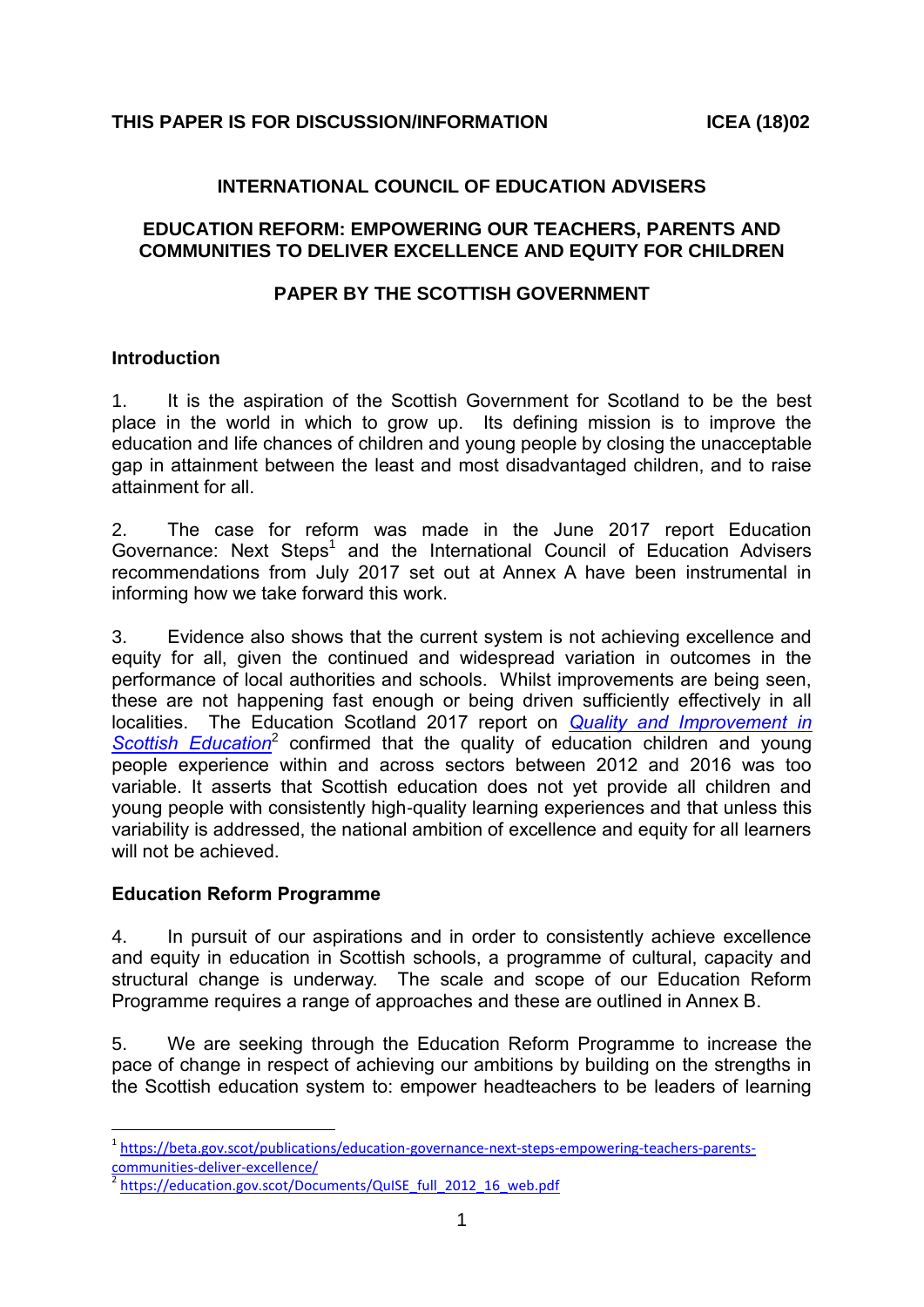**THIS PAPER IS FOR DISCUSSION/INFORMATION** **ICEA (18)02**

## INTERNATIONAL COUNCIL OF EDUCATION ADVISERS

## EDUCATION REFORM: EMPOWERING OUR TEACHERS, PARENTS AND COMMUNITIES TO DELIVER EXCELLENCE AND EQUITY FOR CHILDREN

## PAPER BY THE SCOTTISH GOVERNMENT

### Introduction

1. It is the aspiration of the Scottish Government for Scotland to be the best place in the world in which to grow up. Its defining mission is to improve the education and life chances of children and young people by closing the unacceptable gap in attainment between the least and most disadvantaged children, and to raise attainment for all.

2. The case for reform was made in the June 2017 report Education Governance: Next Steps[1] and the International Council of Education Advisers recommendations from July 2017 set out at Annex A have been instrumental in informing how we take forward this work.

3. Evidence also shows that the current system is not achieving excellence and equity for all, given the continued and widespread variation in outcomes in the performance of local authorities and schools. Whilst improvements are being seen, these are not happening fast enough or being driven sufficiently effectively in all localities. The Education Scotland 2017 report on *Quality and Improvement in Scottish Education*[2] confirmed that the quality of education children and young people experience within and across sectors between 2012 and 2016 was too variable. It asserts that Scottish education does not yet provide all children and young people with consistently high-quality learning experiences and that unless this variability is addressed, the national ambition of excellence and equity for all learners will not be achieved.

### Education Reform Programme

4. In pursuit of our aspirations and in order to consistently achieve excellence and equity in education in Scottish schools, a programme of cultural, capacity and structural change is underway. The scale and scope of our Education Reform Programme requires a range of approaches and these are outlined in Annex B.

5. We are seeking through the Education Reform Programme to increase the pace of change in respect of achieving our ambitions by building on the strengths in the Scottish education system to: empower headteachers to be leaders of learning

[1] https://beta.gov.scot/publications/education-governance-next-steps-empowering-teachers-parents-communities-deliver-excellence/

[2] https://education.gov.scot/Documents/QuISE_full_2012_16_web.pdf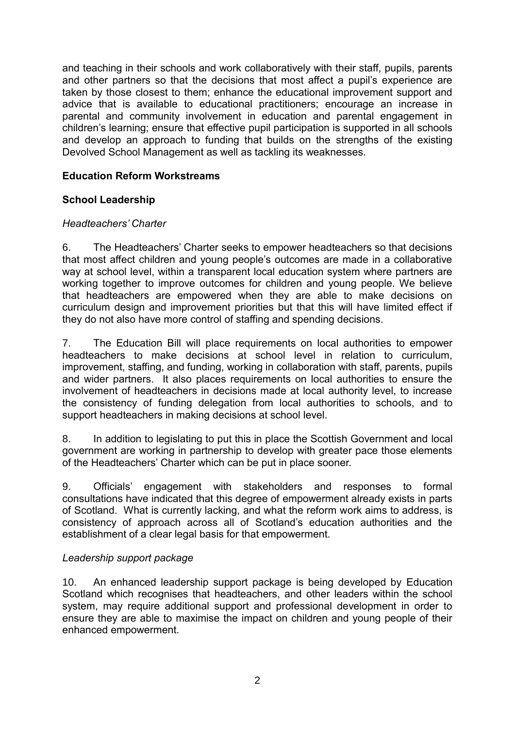and teaching in their schools and work collaboratively with their staff, pupils, parents and other partners so that the decisions that most affect a pupil's experience are taken by those closest to them; enhance the educational improvement support and advice that is available to educational practitioners; encourage an increase in parental and community involvement in education and parental engagement in children's learning; ensure that effective pupil participation is supported in all schools and develop an approach to funding that builds on the strengths of the existing Devolved School Management as well as tackling its weaknesses.

## Education Reform Workstreams

### School Leadership

*Headteachers' Charter*

6. The Headteachers' Charter seeks to empower headteachers so that decisions that most affect children and young people's outcomes are made in a collaborative way at school level, within a transparent local education system where partners are working together to improve outcomes for children and young people. We believe that headteachers are empowered when they are able to make decisions on curriculum design and improvement priorities but that this will have limited effect if they do not also have more control of staffing and spending decisions.

7. The Education Bill will place requirements on local authorities to empower headteachers to make decisions at school level in relation to curriculum, improvement, staffing, and funding, working in collaboration with staff, parents, pupils and wider partners. It also places requirements on local authorities to ensure the involvement of headteachers in decisions made at local authority level, to increase the consistency of funding delegation from local authorities to schools, and to support headteachers in making decisions at school level.

8. In addition to legislating to put this in place the Scottish Government and local government are working in partnership to develop with greater pace those elements of the Headteachers' Charter which can be put in place sooner.

9. Officials' engagement with stakeholders and responses to formal consultations have indicated that this degree of empowerment already exists in parts of Scotland. What is currently lacking, and what the reform work aims to address, is consistency of approach across all of Scotland's education authorities and the establishment of a clear legal basis for that empowerment.

*Leadership support package*

10. An enhanced leadership support package is being developed by Education Scotland which recognises that headteachers, and other leaders within the school system, may require additional support and professional development in order to ensure they are able to maximise the impact on children and young people of their enhanced empowerment.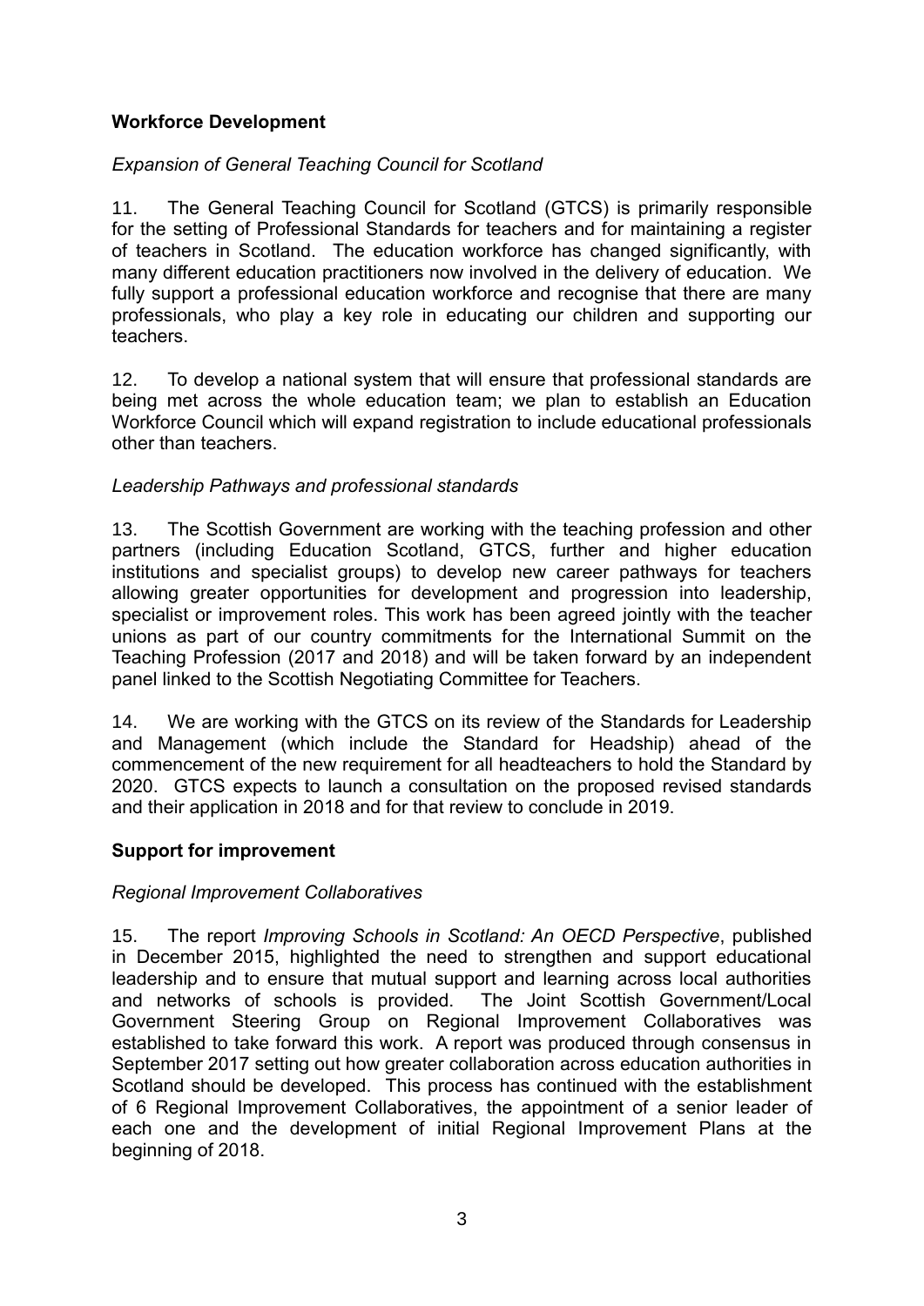**Workforce Development**

*Expansion of General Teaching Council for Scotland*

11. The General Teaching Council for Scotland (GTCS) is primarily responsible for the setting of Professional Standards for teachers and for maintaining a register of teachers in Scotland. The education workforce has changed significantly, with many different education practitioners now involved in the delivery of education. We fully support a professional education workforce and recognise that there are many professionals, who play a key role in educating our children and supporting our teachers.

12. To develop a national system that will ensure that professional standards are being met across the whole education team; we plan to establish an Education Workforce Council which will expand registration to include educational professionals other than teachers.

*Leadership Pathways and professional standards*

13. The Scottish Government are working with the teaching profession and other partners (including Education Scotland, GTCS, further and higher education institutions and specialist groups) to develop new career pathways for teachers allowing greater opportunities for development and progression into leadership, specialist or improvement roles. This work has been agreed jointly with the teacher unions as part of our country commitments for the International Summit on the Teaching Profession (2017 and 2018) and will be taken forward by an independent panel linked to the Scottish Negotiating Committee for Teachers.

14. We are working with the GTCS on its review of the Standards for Leadership and Management (which include the Standard for Headship) ahead of the commencement of the new requirement for all headteachers to hold the Standard by 2020. GTCS expects to launch a consultation on the proposed revised standards and their application in 2018 and for that review to conclude in 2019.

**Support for improvement**

*Regional Improvement Collaboratives*

15. The report *Improving Schools in Scotland: An OECD Perspective*, published in December 2015, highlighted the need to strengthen and support educational leadership and to ensure that mutual support and learning across local authorities and networks of schools is provided. The Joint Scottish Government/Local Government Steering Group on Regional Improvement Collaboratives was established to take forward this work. A report was produced through consensus in September 2017 setting out how greater collaboration across education authorities in Scotland should be developed. This process has continued with the establishment of 6 Regional Improvement Collaboratives, the appointment of a senior leader of each one and the development of initial Regional Improvement Plans at the beginning of 2018.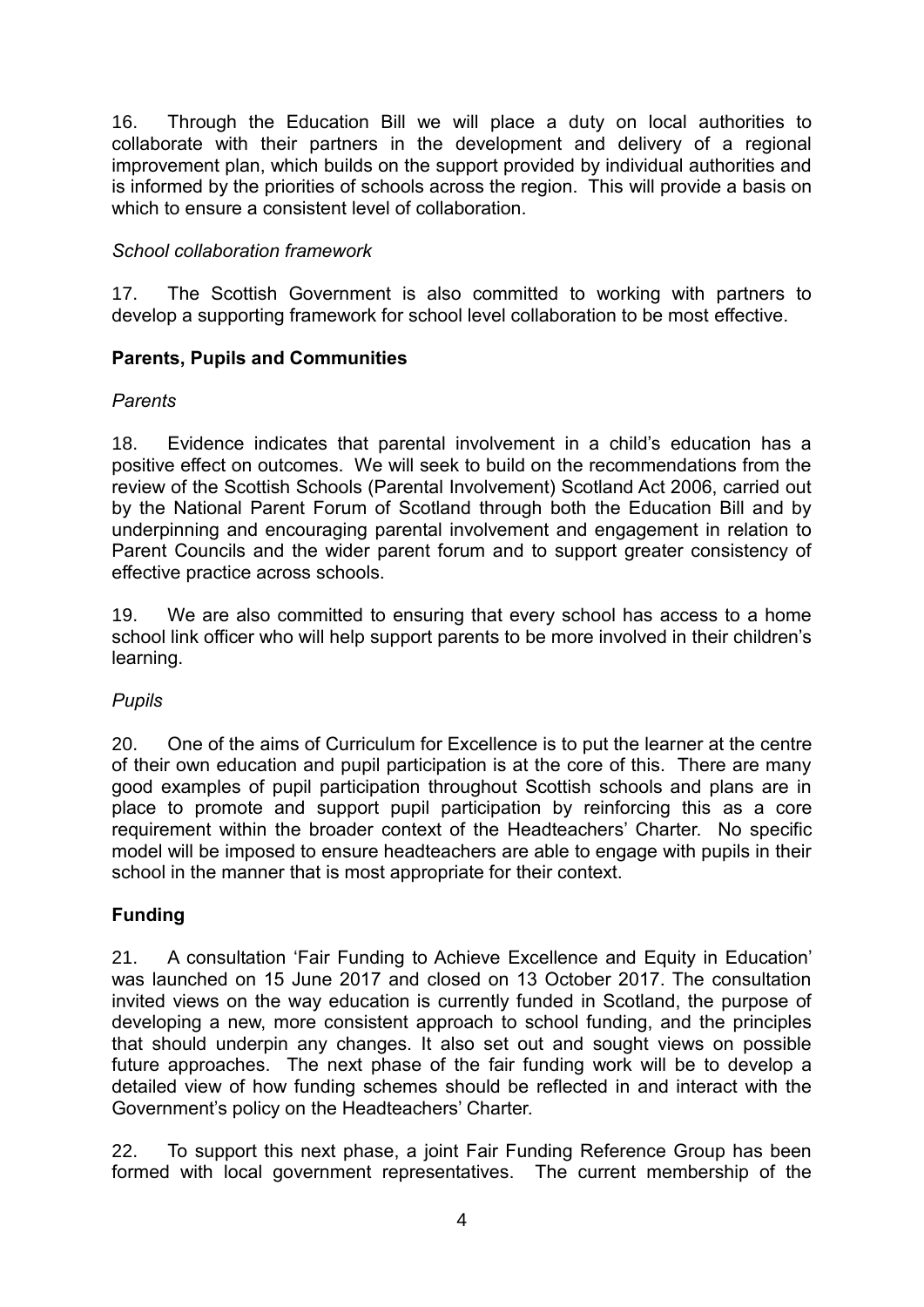16. Through the Education Bill we will place a duty on local authorities to collaborate with their partners in the development and delivery of a regional improvement plan, which builds on the support provided by individual authorities and is informed by the priorities of schools across the region. This will provide a basis on which to ensure a consistent level of collaboration.

*School collaboration framework*

17. The Scottish Government is also committed to working with partners to develop a supporting framework for school level collaboration to be most effective.

**Parents, Pupils and Communities**

*Parents*

18. Evidence indicates that parental involvement in a child's education has a positive effect on outcomes. We will seek to build on the recommendations from the review of the Scottish Schools (Parental Involvement) Scotland Act 2006, carried out by the National Parent Forum of Scotland through both the Education Bill and by underpinning and encouraging parental involvement and engagement in relation to Parent Councils and the wider parent forum and to support greater consistency of effective practice across schools.

19. We are also committed to ensuring that every school has access to a home school link officer who will help support parents to be more involved in their children's learning.

*Pupils*

20. One of the aims of Curriculum for Excellence is to put the learner at the centre of their own education and pupil participation is at the core of this. There are many good examples of pupil participation throughout Scottish schools and plans are in place to promote and support pupil participation by reinforcing this as a core requirement within the broader context of the Headteachers' Charter. No specific model will be imposed to ensure headteachers are able to engage with pupils in their school in the manner that is most appropriate for their context.

**Funding**

21. A consultation 'Fair Funding to Achieve Excellence and Equity in Education' was launched on 15 June 2017 and closed on 13 October 2017. The consultation invited views on the way education is currently funded in Scotland, the purpose of developing a new, more consistent approach to school funding, and the principles that should underpin any changes. It also set out and sought views on possible future approaches. The next phase of the fair funding work will be to develop a detailed view of how funding schemes should be reflected in and interact with the Government's policy on the Headteachers' Charter.

22. To support this next phase, a joint Fair Funding Reference Group has been formed with local government representatives. The current membership of the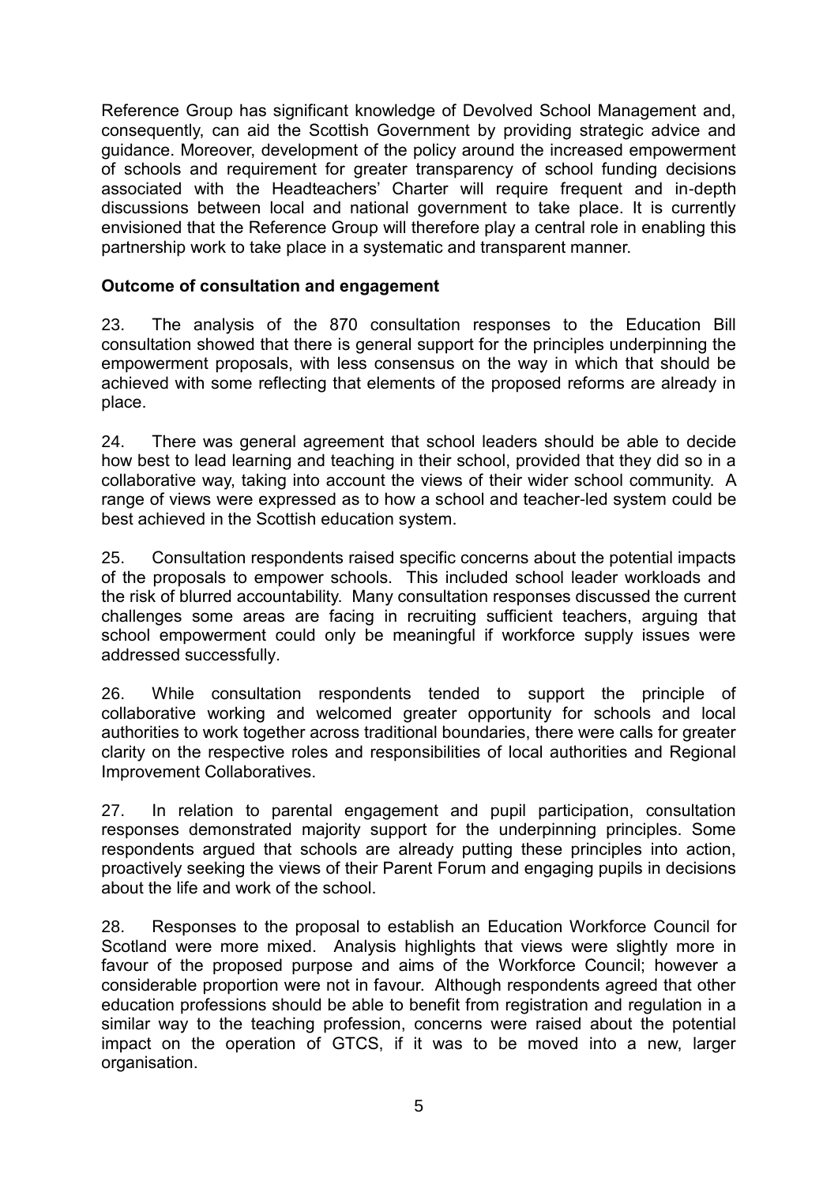Reference Group has significant knowledge of Devolved School Management and, consequently, can aid the Scottish Government by providing strategic advice and guidance. Moreover, development of the policy around the increased empowerment of schools and requirement for greater transparency of school funding decisions associated with the Headteachers' Charter will require frequent and in-depth discussions between local and national government to take place. It is currently envisioned that the Reference Group will therefore play a central role in enabling this partnership work to take place in a systematic and transparent manner.

**Outcome of consultation and engagement**

23. The analysis of the 870 consultation responses to the Education Bill consultation showed that there is general support for the principles underpinning the empowerment proposals, with less consensus on the way in which that should be achieved with some reflecting that elements of the proposed reforms are already in place.

24. There was general agreement that school leaders should be able to decide how best to lead learning and teaching in their school, provided that they did so in a collaborative way, taking into account the views of their wider school community. A range of views were expressed as to how a school and teacher-led system could be best achieved in the Scottish education system.

25. Consultation respondents raised specific concerns about the potential impacts of the proposals to empower schools. This included school leader workloads and the risk of blurred accountability. Many consultation responses discussed the current challenges some areas are facing in recruiting sufficient teachers, arguing that school empowerment could only be meaningful if workforce supply issues were addressed successfully.

26. While consultation respondents tended to support the principle of collaborative working and welcomed greater opportunity for schools and local authorities to work together across traditional boundaries, there were calls for greater clarity on the respective roles and responsibilities of local authorities and Regional Improvement Collaboratives.

27. In relation to parental engagement and pupil participation, consultation responses demonstrated majority support for the underpinning principles. Some respondents argued that schools are already putting these principles into action, proactively seeking the views of their Parent Forum and engaging pupils in decisions about the life and work of the school.

28. Responses to the proposal to establish an Education Workforce Council for Scotland were more mixed. Analysis highlights that views were slightly more in favour of the proposed purpose and aims of the Workforce Council; however a considerable proportion were not in favour. Although respondents agreed that other education professions should be able to benefit from registration and regulation in a similar way to the teaching profession, concerns were raised about the potential impact on the operation of GTCS, if it was to be moved into a new, larger organisation.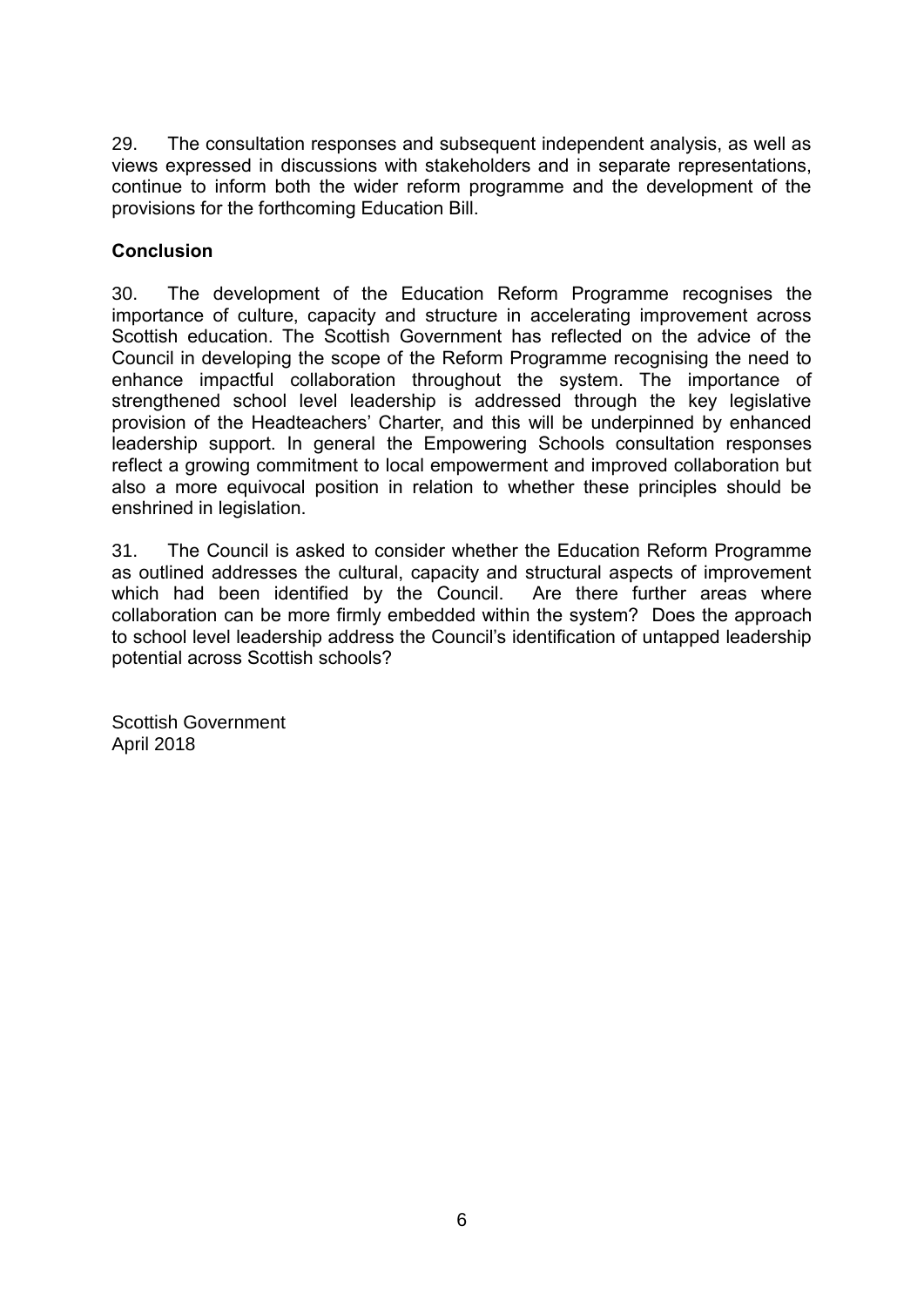29. The consultation responses and subsequent independent analysis, as well as views expressed in discussions with stakeholders and in separate representations, continue to inform both the wider reform programme and the development of the provisions for the forthcoming Education Bill.

## Conclusion

30. The development of the Education Reform Programme recognises the importance of culture, capacity and structure in accelerating improvement across Scottish education. The Scottish Government has reflected on the advice of the Council in developing the scope of the Reform Programme recognising the need to enhance impactful collaboration throughout the system. The importance of strengthened school level leadership is addressed through the key legislative provision of the Headteachers' Charter, and this will be underpinned by enhanced leadership support. In general the Empowering Schools consultation responses reflect a growing commitment to local empowerment and improved collaboration but also a more equivocal position in relation to whether these principles should be enshrined in legislation.

31. The Council is asked to consider whether the Education Reform Programme as outlined addresses the cultural, capacity and structural aspects of improvement which had been identified by the Council. Are there further areas where collaboration can be more firmly embedded within the system? Does the approach to school level leadership address the Council's identification of untapped leadership potential across Scottish schools?

Scottish Government
April 2018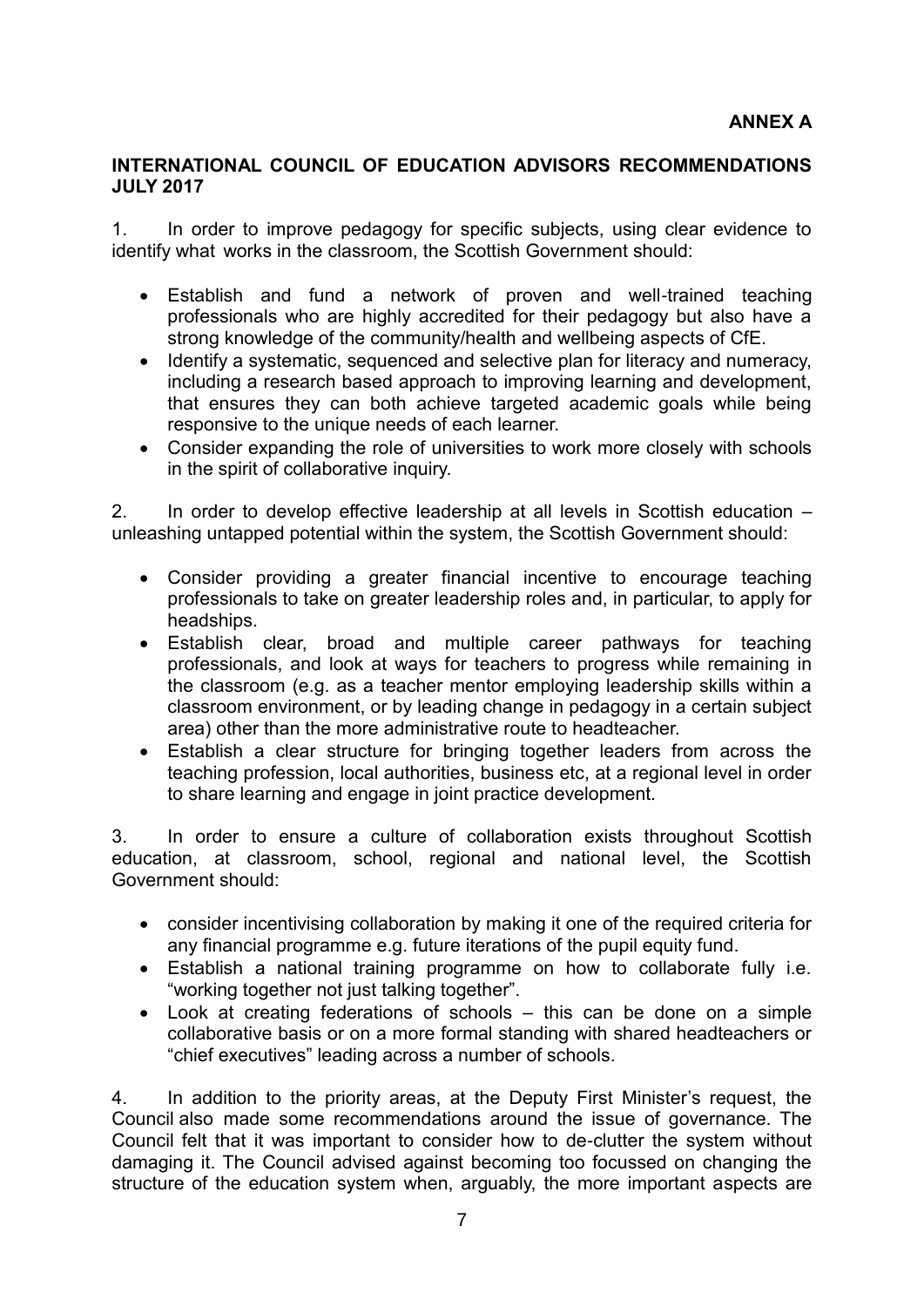**ANNEX A**

**INTERNATIONAL COUNCIL OF EDUCATION ADVISORS RECOMMENDATIONS JULY 2017**

1. In order to improve pedagogy for specific subjects, using clear evidence to identify what works in the classroom, the Scottish Government should:

- Establish and fund a network of proven and well-trained teaching professionals who are highly accredited for their pedagogy but also have a strong knowledge of the community/health and wellbeing aspects of CfE.
- Identify a systematic, sequenced and selective plan for literacy and numeracy, including a research based approach to improving learning and development, that ensures they can both achieve targeted academic goals while being responsive to the unique needs of each learner.
- Consider expanding the role of universities to work more closely with schools in the spirit of collaborative inquiry.

2. In order to develop effective leadership at all levels in Scottish education – unleashing untapped potential within the system, the Scottish Government should:

- Consider providing a greater financial incentive to encourage teaching professionals to take on greater leadership roles and, in particular, to apply for headships.
- Establish clear, broad and multiple career pathways for teaching professionals, and look at ways for teachers to progress while remaining in the classroom (e.g. as a teacher mentor employing leadership skills within a classroom environment, or by leading change in pedagogy in a certain subject area) other than the more administrative route to headteacher.
- Establish a clear structure for bringing together leaders from across the teaching profession, local authorities, business etc, at a regional level in order to share learning and engage in joint practice development.

3. In order to ensure a culture of collaboration exists throughout Scottish education, at classroom, school, regional and national level, the Scottish Government should:

- consider incentivising collaboration by making it one of the required criteria for any financial programme e.g. future iterations of the pupil equity fund.
- Establish a national training programme on how to collaborate fully i.e. "working together not just talking together".
- Look at creating federations of schools – this can be done on a simple collaborative basis or on a more formal standing with shared headteachers or "chief executives" leading across a number of schools.

4. In addition to the priority areas, at the Deputy First Minister's request, the Council also made some recommendations around the issue of governance. The Council felt that it was important to consider how to de-clutter the system without damaging it. The Council advised against becoming too focussed on changing the structure of the education system when, arguably, the more important aspects are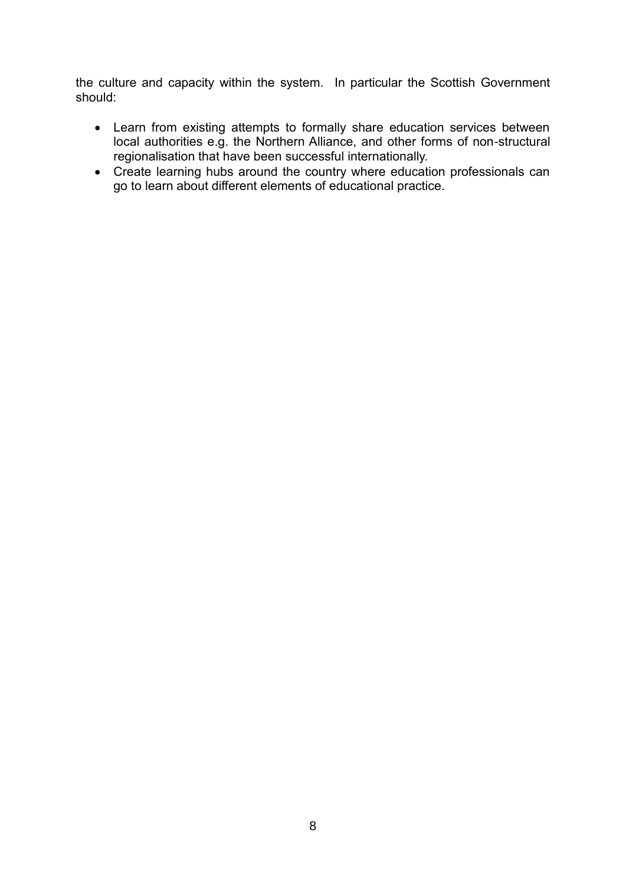the culture and capacity within the system. In particular the Scottish Government should:

- Learn from existing attempts to formally share education services between local authorities e.g. the Northern Alliance, and other forms of non-structural regionalisation that have been successful internationally.
- Create learning hubs around the country where education professionals can go to learn about different elements of educational practice.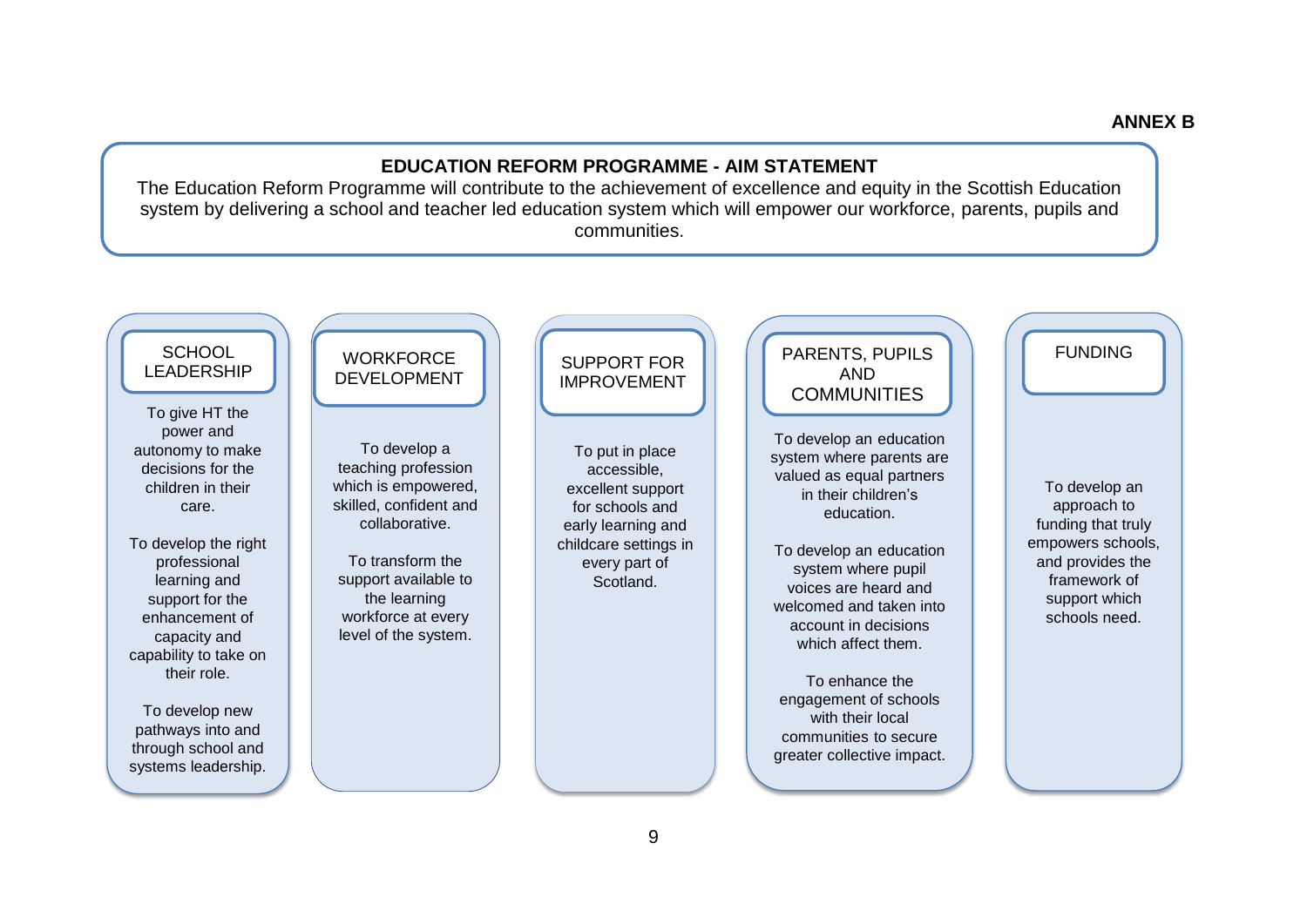**ANNEX B**

## EDUCATION REFORM PROGRAMME - AIM STATEMENT

The Education Reform Programme will contribute to the achievement of excellence and equity in the Scottish Education system by delivering a school and teacher led education system which will empower our workforce, parents, pupils and communities.

### SCHOOL LEADERSHIP

To give HT the power and autonomy to make decisions for the children in their care.

To develop the right professional learning and support for the enhancement of capacity and capability to take on their role.

To develop new pathways into and through school and systems leadership.

### WORKFORCE DEVELOPMENT

To develop a teaching profession which is empowered, skilled, confident and collaborative.

To transform the support available to the learning workforce at every level of the system.

### SUPPORT FOR IMPROVEMENT

To put in place accessible, excellent support for schools and early learning and childcare settings in every part of Scotland.

### PARENTS, PUPILS AND COMMUNITIES

To develop an education system where parents are valued as equal partners in their children's education.

To develop an education system where pupil voices are heard and welcomed and taken into account in decisions which affect them.

To enhance the engagement of schools with their local communities to secure greater collective impact.

### FUNDING

To develop an approach to funding that truly empowers schools, and provides the framework of support which schools need.